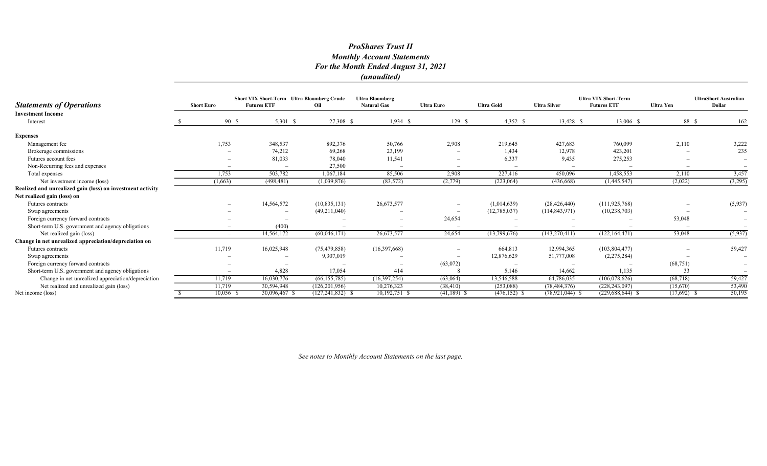# *ProShares Trust II*
## *Monthly Account Statements*
## *For the Month Ended August 31, 2021*
## *(unaudited)*

| ***Statements of Operations*** | Short Euro | Short VIX Short-Term Futures ETF | Ultra Bloomberg Crude Oil | Ultra Bloomberg Natural Gas | Ultra Euro | Ultra Gold | Ultra Silver | Ultra VIX Short-Term Futures ETF | Ultra Yen | UltraShort Australian Dollar |
|---|---|---|---|---|---|---|---|---|---|---|
| **Investment Income** | | | | | | | | | | |
| Interest | $ 90 | $ 5,301 | $ 27,308 | $ 1,934 | $ 129 | $ 4,352 | $ 13,428 | $ 13,006 | $ 88 | $ 162 |
| **Expenses** | | | | | | | | | | |
| Management fee | 1,753 | 348,537 | 892,376 | 50,766 | 2,908 | 219,645 | 427,683 | 760,099 | 2,110 | 3,222 |
| Brokerage commissions | – | 74,212 | 69,268 | 23,199 | – | 1,434 | 12,978 | 423,201 | – | 235 |
| Futures account fees | – | 81,033 | 78,040 | 11,541 | – | 6,337 | 9,435 | 275,253 | – | – |
| Non-Recurring fees and expenses | – | – | 27,500 | – | – | – | – | – | – | – |
| Total expenses | 1,753 | 503,782 | 1,067,184 | 85,506 | 2,908 | 227,416 | 450,096 | 1,458,553 | 2,110 | 3,457 |
| Net investment income (loss) | (1,663) | (498,481) | (1,039,876) | (83,572) | (2,779) | (223,064) | (436,668) | (1,445,547) | (2,022) | (3,295) |
| **Realized and unrealized gain (loss) on investment activity** | | | | | | | | | | |
| **Net realized gain (loss) on** | | | | | | | | | | |
| Futures contracts | – | 14,564,572 | (10,835,131) | 26,673,577 | – | (1,014,639) | (28,426,440) | (111,925,768) | – | (5,937) |
| Swap agreements | – | – | (49,211,040) | – | – | (12,785,037) | (114,843,971) | (10,238,703) | – | – |
| Foreign currency forward contracts | – | – | – | – | 24,654 | – | – | – | 53,048 | – |
| Short-term U.S. government and agency obligations | – | (400) | – | – | – | – | – | – | – | – |
| Net realized gain (loss) | – | 14,564,172 | (60,046,171) | 26,673,577 | 24,654 | (13,799,676) | (143,270,411) | (122,164,471) | 53,048 | (5,937) |
| **Change in net unrealized appreciation/depreciation on** | | | | | | | | | | |
| Futures contracts | 11,719 | 16,025,948 | (75,479,858) | (16,397,668) | – | 664,813 | 12,994,365 | (103,804,477) | – | 59,427 |
| Swap agreements | – | – | 9,307,019 | – | – | 12,876,629 | 51,777,008 | (2,275,284) | – | – |
| Foreign currency forward contracts | – | – | – | – | (63,072) | – | – | – | (68,751) | – |
| Short-term U.S. government and agency obligations | – | 4,828 | 17,054 | 414 | 8 | 5,146 | 14,662 | 1,135 | 33 | – |
| Change in net unrealized appreciation/depreciation | 11,719 | 16,030,776 | (66,155,785) | (16,397,254) | (63,064) | 13,546,588 | 64,786,035 | (106,078,626) | (68,718) | 59,427 |
| Net realized and unrealized gain (loss) | 11,719 | 30,594,948 | (126,201,956) | 10,276,323 | (38,410) | (253,088) | (78,484,376) | (228,243,097) | (15,670) | 53,490 |
| Net income (loss) | $ 10,056 | $ 30,096,467 | $ (127,241,832) | $ 10,192,751 | $ (41,189) | $ (476,152) | $ (78,921,044) | $ (229,688,644) | $ (17,692) | $ 50,195 |

*See notes to Monthly Account Statements on the last page.*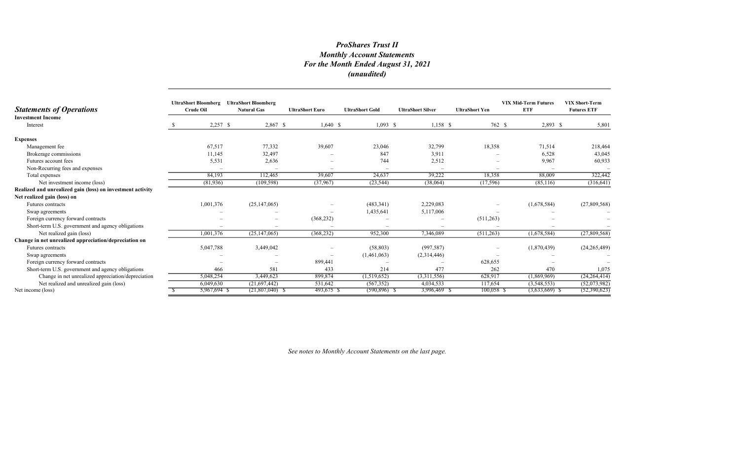# *ProShares Trust II*
## *Monthly Account Statements*
## *For the Month Ended August 31, 2021*
## *(unaudited)*

| *Statements of Operations* | UltraShort Bloomberg Crude Oil | UltraShort Bloomberg Natural Gas | UltraShort Euro | UltraShort Gold | UltraShort Silver | UltraShort Yen | VIX Mid-Term Futures ETF | VIX Short-Term Futures ETF |
|---|---|---|---|---|---|---|---|---|
| **Investment Income** | | | | | | | | |
| Interest | $ 2,257 | $ 2,867 | $ 1,640 | $ 1,093 | $ 1,158 | $ 762 | $ 2,893 | $ 5,801 |
| **Expenses** | | | | | | | | |
| Management fee | 67,517 | 77,332 | 39,607 | 23,046 | 32,799 | 18,358 | 71,514 | 218,464 |
| Brokerage commissions | 11,145 | 32,497 | – | 847 | 3,911 | – | 6,528 | 43,045 |
| Futures account fees | 5,531 | 2,636 | – | 744 | 2,512 | – | 9,967 | 60,933 |
| Non-Recurring fees and expenses | – | – | – | – | – | – | – | – |
| Total expenses | 84,193 | 112,465 | 39,607 | 24,637 | 39,222 | 18,358 | 88,009 | 322,442 |
| Net investment income (loss) | (81,936) | (109,598) | (37,967) | (23,544) | (38,064) | (17,596) | (85,116) | (316,641) |
| **Realized and unrealized gain (loss) on investment activity** | | | | | | | | |
| **Net realized gain (loss) on** | | | | | | | | |
| Futures contracts | 1,001,376 | (25,147,065) | – | (483,341) | 2,229,083 | – | (1,678,584) | (27,809,568) |
| Swap agreements | – | – | – | 1,435,641 | 5,117,006 | – | – | – |
| Foreign currency forward contracts | – | – | (368,232) | – | – | (511,263) | – | – |
| Short-term U.S. government and agency obligations | – | – | – | – | – | – | – | – |
| Net realized gain (loss) | 1,001,376 | (25,147,065) | (368,232) | 952,300 | 7,346,089 | (511,263) | (1,678,584) | (27,809,568) |
| **Change in net unrealized appreciation/depreciation on** | | | | | | | | |
| Futures contracts | 5,047,788 | 3,449,042 | – | (58,803) | (997,587) | – | (1,870,439) | (24,265,489) |
| Swap agreements | – | – | – | (1,461,063) | (2,314,446) | – | – | – |
| Foreign currency forward contracts | – | – | 899,441 | – | – | 628,655 | – | – |
| Short-term U.S. government and agency obligations | 466 | 581 | 433 | 214 | 477 | 262 | 470 | 1,075 |
| Change in net unrealized appreciation/depreciation | 5,048,254 | 3,449,623 | 899,874 | (1,519,652) | (3,311,556) | 628,917 | (1,869,969) | (24,264,414) |
| Net realized and unrealized gain (loss) | 6,049,630 | (21,697,442) | 531,642 | (567,352) | 4,034,533 | 117,654 | (3,548,553) | (52,073,982) |
| Net income (loss) | $ 5,967,694 | $ (21,807,040) | $ 493,675 | $ (590,896) | $ 3,996,469 | $ 100,058 | $ (3,633,669) | $ (52,390,623) |

*See notes to Monthly Account Statements on the last page.*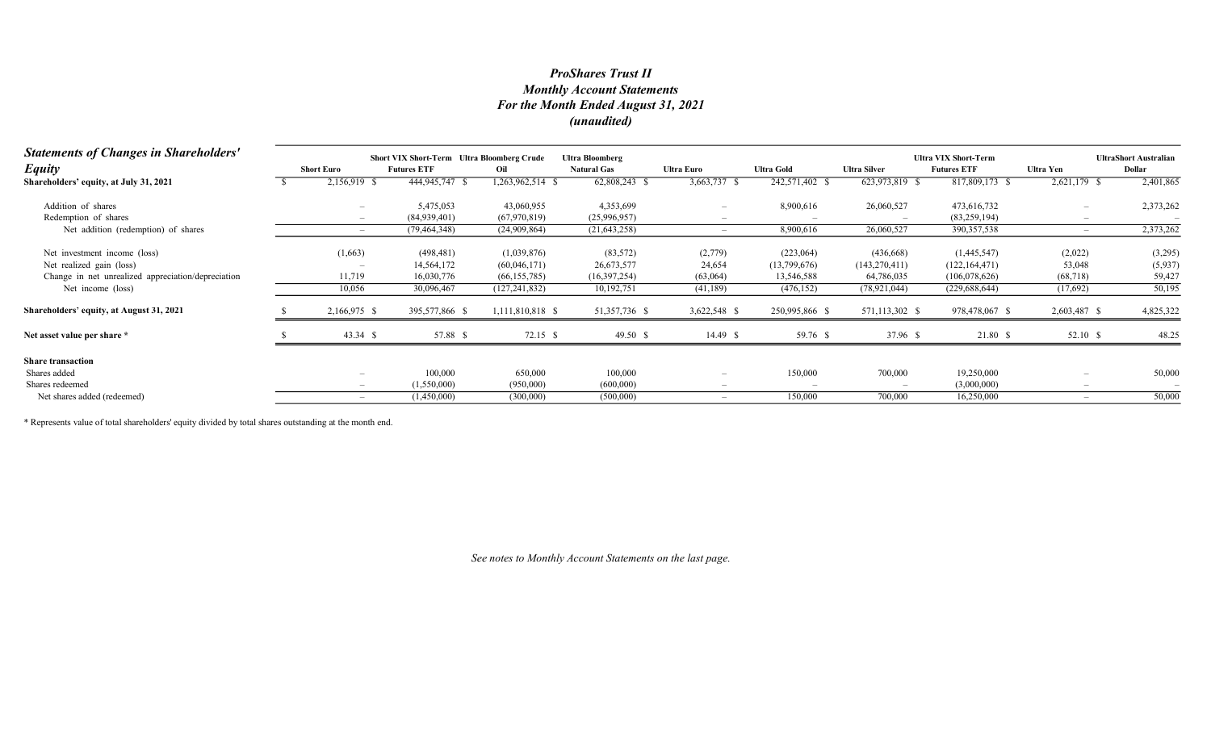# *ProShares Trust II*
## *Monthly Account Statements*
## *For the Month Ended August 31, 2021*
## *(unaudited)*

| ***Statements of Changes in Shareholders' Equity*** | Short Euro | Short VIX Short-Term Futures ETF | Ultra Bloomberg Crude Oil | Ultra Bloomberg Natural Gas | Ultra Euro | Ultra Gold | Ultra Silver | Ultra VIX Short-Term Futures ETF | Ultra Yen | UltraShort Australian Dollar |
|---|---|---|---|---|---|---|---|---|---|---|
| **Shareholders' equity, at July 31, 2021** | $ 2,156,919 | $ 444,945,747 | $ 1,263,962,514 | $ 62,808,243 | $ 3,663,737 | $ 242,571,402 | $ 623,973,819 | $ 817,809,173 | $ 2,621,179 | $ 2,401,865 |
| Addition of shares | – | 5,475,053 | 43,060,955 | 4,353,699 | – | 8,900,616 | 26,060,527 | 473,616,732 | – | 2,373,262 |
| Redemption of shares | – | (84,939,401) | (67,970,819) | (25,996,957) | – | – | – | (83,259,194) | – | – |
| Net addition (redemption) of shares | – | (79,464,348) | (24,909,864) | (21,643,258) | – | 8,900,616 | 26,060,527 | 390,357,538 | – | 2,373,262 |
| Net investment income (loss) | (1,663) | (498,481) | (1,039,876) | (83,572) | (2,779) | (223,064) | (436,668) | (1,445,547) | (2,022) | (3,295) |
| Net realized gain (loss) | – | 14,564,172 | (60,046,171) | 26,673,577 | 24,654 | (13,799,676) | (143,270,411) | (122,164,471) | 53,048 | (5,937) |
| Change in net unrealized appreciation/depreciation | 11,719 | 16,030,776 | (66,155,785) | (16,397,254) | (63,064) | 13,546,588 | 64,786,035 | (106,078,626) | (68,718) | 59,427 |
| Net income (loss) | 10,056 | 30,096,467 | (127,241,832) | 10,192,751 | (41,189) | (476,152) | (78,921,044) | (229,688,644) | (17,692) | 50,195 |
| **Shareholders' equity, at August 31, 2021** | $ 2,166,975 | $ 395,577,866 | $ 1,111,810,818 | $ 51,357,736 | $ 3,622,548 | $ 250,995,866 | $ 571,113,302 | $ 978,478,067 | $ 2,603,487 | $ 4,825,322 |
| **Net asset value per share *** | $ 43.34 | $ 57.88 | $ 72.15 | $ 49.50 | $ 14.49 | $ 59.76 | $ 37.96 | $ 21.80 | $ 52.10 | $ 48.25 |
| **Share transaction** | | | | | | | | | | |
| Shares added | – | 100,000 | 650,000 | 100,000 | – | 150,000 | 700,000 | 19,250,000 | – | 50,000 |
| Shares redeemed | – | (1,550,000) | (950,000) | (600,000) | – | – | – | (3,000,000) | – | – |
| Net shares added (redeemed) | – | (1,450,000) | (300,000) | (500,000) | – | 150,000 | 700,000 | 16,250,000 | – | 50,000 |

\* Represents value of total shareholders' equity divided by total shares outstanding at the month end.

*See notes to Monthly Account Statements on the last page.*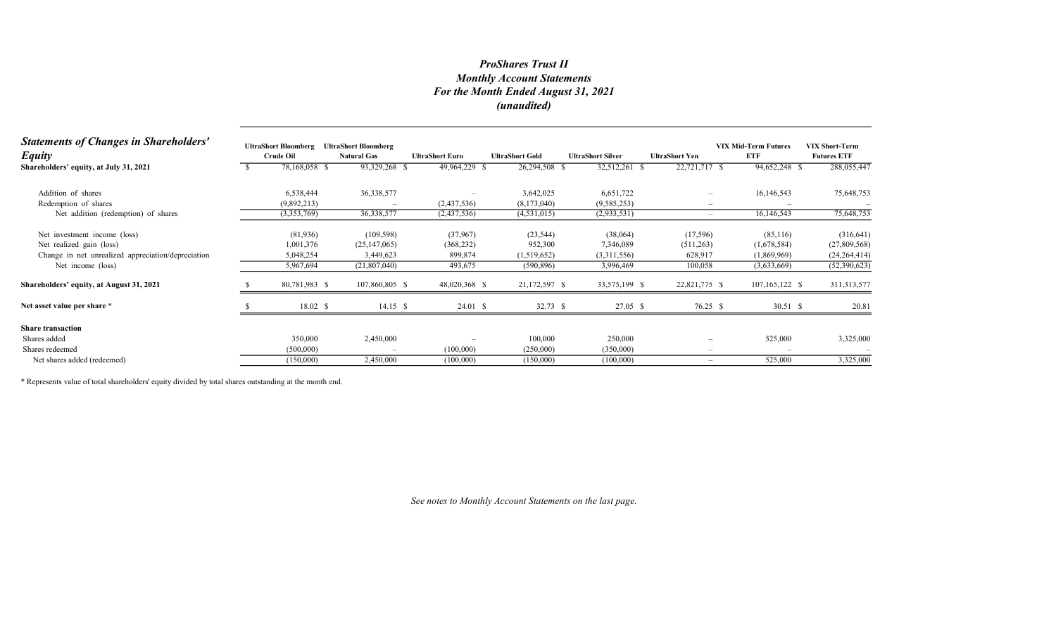# *ProShares Trust II*
## *Monthly Account Statements*
## *For the Month Ended August 31, 2021*
## *(unaudited)*

| ***Statements of Changes in Shareholders' Equity*** | UltraShort Bloomberg Crude Oil | UltraShort Bloomberg Natural Gas | UltraShort Euro | UltraShort Gold | UltraShort Silver | UltraShort Yen | VIX Mid-Term Futures ETF | VIX Short-Term Futures ETF |
|---|---|---|---|---|---|---|---|---|
| **Shareholders' equity, at July 31, 2021** | $ 78,168,058 | $ 93,329,268 | $ 49,964,229 | $ 26,294,508 | $ 32,512,261 | $ 22,721,717 | $ 94,652,248 | $ 288,055,447 |
| Addition of shares | 6,538,444 | 36,338,577 | – | 3,642,025 | 6,651,722 | – | 16,146,543 | 75,648,753 |
| Redemption of shares | (9,892,213) | – | (2,437,536) | (8,173,040) | (9,585,253) | – | – | – |
| Net addition (redemption) of shares | (3,353,769) | 36,338,577 | (2,437,536) | (4,531,015) | (2,933,531) | – | 16,146,543 | 75,648,753 |
| Net investment income (loss) | (81,936) | (109,598) | (37,967) | (23,544) | (38,064) | (17,596) | (85,116) | (316,641) |
| Net realized gain (loss) | 1,001,376 | (25,147,065) | (368,232) | 952,300 | 7,346,089 | (511,263) | (1,678,584) | (27,809,568) |
| Change in net unrealized appreciation/depreciation | 5,048,254 | 3,449,623 | 899,874 | (1,519,652) | (3,311,556) | 628,917 | (1,869,969) | (24,264,414) |
| Net income (loss) | 5,967,694 | (21,807,040) | 493,675 | (590,896) | 3,996,469 | 100,058 | (3,633,669) | (52,390,623) |
| **Shareholders' equity, at August 31, 2021** | $ 80,781,983 | $ 107,860,805 | $ 48,020,368 | $ 21,172,597 | $ 33,575,199 | $ 22,821,775 | $ 107,165,122 | $ 311,313,577 |
| **Net asset value per share** * | $ 18.02 | $ 14.15 | $ 24.01 | $ 32.73 | $ 27.05 | $ 76.25 | $ 30.51 | $ 20.81 |
| **Share transaction** | | | | | | | | |
| Shares added | 350,000 | 2,450,000 | – | 100,000 | 250,000 | – | 525,000 | 3,325,000 |
| Shares redeemed | (500,000) | – | (100,000) | (250,000) | (350,000) | – | – | – |
| Net shares added (redeemed) | (150,000) | 2,450,000 | (100,000) | (150,000) | (100,000) | – | 525,000 | 3,325,000 |

* Represents value of total shareholders' equity divided by total shares outstanding at the month end.

*See notes to Monthly Account Statements on the last page.*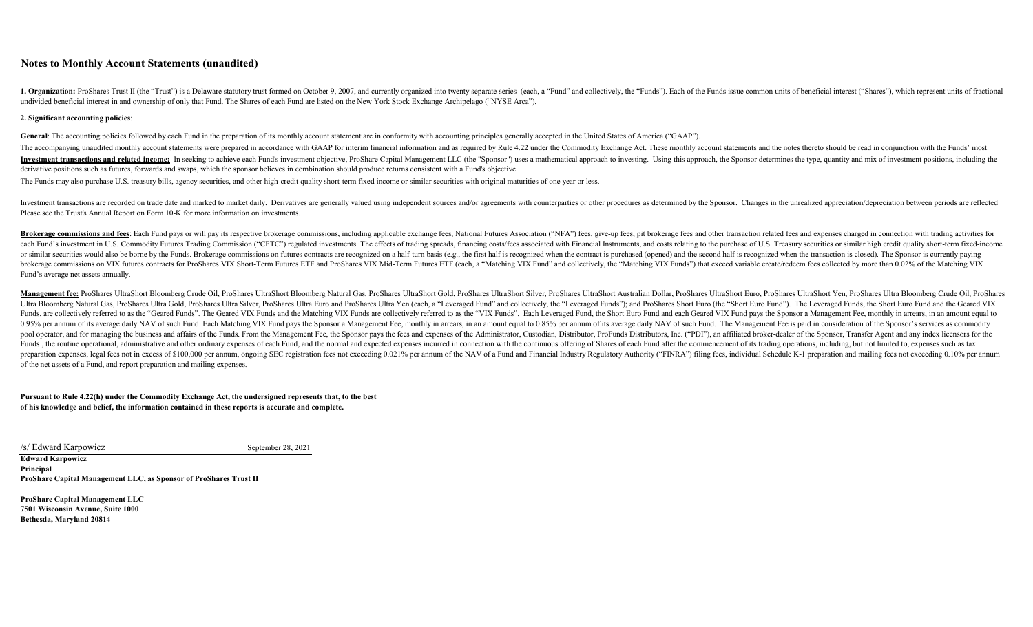## Notes to Monthly Account Statements (unaudited)

**1. Organization:** ProShares Trust II (the "Trust") is a Delaware statutory trust formed on October 9, 2007, and currently organized into twenty separate series (each, a "Fund" and collectively, the "Funds"). Each of the Funds issue common units of beneficial interest ("Shares"), which represent units of fractional undivided beneficial interest in and ownership of only that Fund. The Shares of each Fund are listed on the New York Stock Exchange Archipelago ("NYSE Arca").

**2. Significant accounting policies**:

**General**: The accounting policies followed by each Fund in the preparation of its monthly account statement are in conformity with accounting principles generally accepted in the United States of America ("GAAP").

The accompanying unaudited monthly account statements were prepared in accordance with GAAP for interim financial information and as required by Rule 4.22 under the Commodity Exchange Act. These monthly account statements and the notes thereto should be read in conjunction with the Funds' most

**Investment transactions and related income:** In seeking to achieve each Fund's investment objective, ProShare Capital Management LLC (the "Sponsor") uses a mathematical approach to investing. Using this approach, the Sponsor determines the type, quantity and mix of investment positions, including the derivative positions such as futures, forwards and swaps, which the sponsor believes in combination should produce returns consistent with a Fund's objective.

The Funds may also purchase U.S. treasury bills, agency securities, and other high-credit quality short-term fixed income or similar securities with original maturities of one year or less.

Investment transactions are recorded on trade date and marked to market daily. Derivatives are generally valued using independent sources and/or agreements with counterparties or other procedures as determined by the Sponsor. Changes in the unrealized appreciation/depreciation between periods are reflected

Please see the Trust's Annual Report on Form 10-K for more information on investments.

**Brokerage commissions and fees**: Each Fund pays or will pay its respective brokerage commissions, including applicable exchange fees, National Futures Association ("NFA") fees, give-up fees, pit brokerage fees and other transaction related fees and expenses charged in connection with trading activities for each Fund's investment in U.S. Commodity Futures Trading Commission ("CFTC") regulated investments. The effects of trading spreads, financing costs/fees associated with Financial Instruments, and costs relating to the purchase of U.S. Treasury securities or similar high credit quality short-term fixed-income or similar securities would also be borne by the Funds. Brokerage commissions on futures contracts are recognized on a half-turn basis (e.g., the first half is recognized when the contract is purchased (opened) and the second half is recognized when the transaction is closed). The Sponsor is currently paying brokerage commissions on VIX futures contracts for ProShares VIX Short-Term Futures ETF and ProShares VIX Mid-Term Futures ETF (each, a "Matching VIX Fund" and collectively, the "Matching VIX Funds") that exceed variable create/redeem fees collected by more than 0.02% of the Matching VIX Fund's average net assets annually.

**Management fee:** ProShares UltraShort Bloomberg Crude Oil, ProShares UltraShort Bloomberg Natural Gas, ProShares UltraShort Gold, ProShares UltraShort Silver, ProShares UltraShort Australian Dollar, ProShares UltraShort Euro, ProShares UltraShort Yen, ProShares Ultra Bloomberg Crude Oil, ProShares Ultra Bloomberg Natural Gas, ProShares Ultra Gold, ProShares Ultra Silver, ProShares Ultra Euro and ProShares Ultra Yen (each, a "Leveraged Fund" and collectively, the "Leveraged Funds"); and ProShares Short Euro (the "Short Euro Fund"). The Leveraged Funds, the Short Euro Fund and the Geared VIX Funds, are collectively referred to as the "Geared Funds". The Geared VIX Funds and the Matching VIX Funds are collectively referred to as the "VIX Funds". Each Leveraged Fund, the Short Euro Fund and each Geared VIX Fund pays the Sponsor a Management Fee, monthly in arrears, in an amount equal to 0.95% per annum of its average daily NAV of such Fund. Each Matching VIX Fund pays the Sponsor a Management Fee, monthly in arrears, in an amount equal to 0.85% per annum of its average daily NAV of such Fund. The Management Fee is paid in consideration of the Sponsor's services as commodity pool operator, and for managing the business and affairs of the Funds. From the Management Fee, the Sponsor pays the fees and expenses of the Administrator, Custodian, Distributor, ProFunds Distributors, Inc. ("PDI"), an affiliated broker-dealer of the Sponsor, Transfer Agent and any index licensors for the Funds , the routine operational, administrative and other ordinary expenses of each Fund, and the normal and expected expenses incurred in connection with the continuous offering of Shares of each Fund after the commencement of its trading operations, including, but not limited to, expenses such as tax preparation expenses, legal fees not in excess of $100,000 per annum, ongoing SEC registration fees not exceeding 0.021% per annum of the NAV of a Fund and Financial Industry Regulatory Authority ("FINRA") filing fees, individual Schedule K-1 preparation and mailing fees not exceeding 0.10% per annum of the net assets of a Fund, and report preparation and mailing expenses.

**Pursuant to Rule 4.22(h) under the Commodity Exchange Act, the undersigned represents that, to the best of his knowledge and belief, the information contained in these reports is accurate and complete.**

/s/ Edward Karpowicz September 28, 2021

**Edward Karpowicz**
**Principal**
**ProShare Capital Management LLC, as Sponsor of ProShares Trust II**

**ProShare Capital Management LLC**
**7501 Wisconsin Avenue, Suite 1000**
**Bethesda, Maryland 20814**